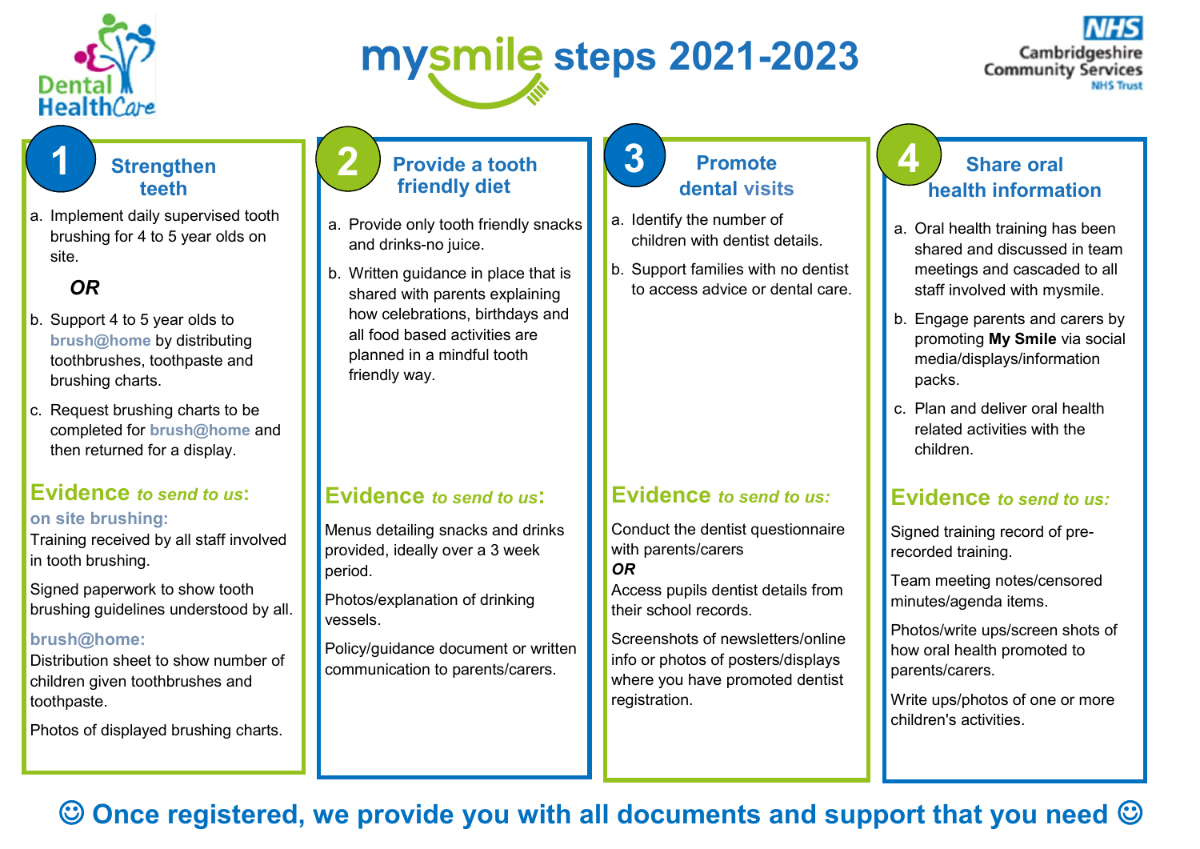# mysmile steps 2021-2023

Dental HealthCare

NHS Cambridgeshire Community Services NHS Trust

## 1 Strengthen teeth

a. Implement daily supervised tooth brushing for 4 to 5 year olds on site.

***OR***

b. Support 4 to 5 year olds to **brush@home** by distributing toothbrushes, toothpaste and brushing charts.

c. Request brushing charts to be completed for **brush@home** and then returned for a display.

### Evidence *to send to us*:

**on site brushing:**

Training received by all staff involved in tooth brushing.

Signed paperwork to show tooth brushing guidelines understood by all.

**brush@home:**

Distribution sheet to show number of children given toothbrushes and toothpaste.

Photos of displayed brushing charts.

## 2 Provide a tooth friendly diet

a. Provide only tooth friendly snacks and drinks-no juice.

b. Written guidance in place that is shared with parents explaining how celebrations, birthdays and all food based activities are planned in a mindful tooth friendly way.

### Evidence *to send to us*:

Menus detailing snacks and drinks provided, ideally over a 3 week period.

Photos/explanation of drinking vessels.

Policy/guidance document or written communication to parents/carers.

## 3 Promote dental visits

a. Identify the number of children with dentist details.

b. Support families with no dentist to access advice or dental care.

### Evidence *to send to us:*

Conduct the dentist questionnaire with parents/carers

***OR***

Access pupils dentist details from their school records.

Screenshots of newsletters/online info or photos of posters/displays where you have promoted dentist registration.

## 4 Share oral health information

a. Oral health training has been shared and discussed in team meetings and cascaded to all staff involved with mysmile.

b. Engage parents and carers by promoting **My Smile** via social media/displays/information packs.

c. Plan and deliver oral health related activities with the children.

### Evidence *to send to us:*

Signed training record of pre-recorded training.

Team meeting notes/censored minutes/agenda items.

Photos/write ups/screen shots of how oral health promoted to parents/carers.

Write ups/photos of one or more children's activities.

**☺ Once registered, we provide you with all documents and support that you need ☺**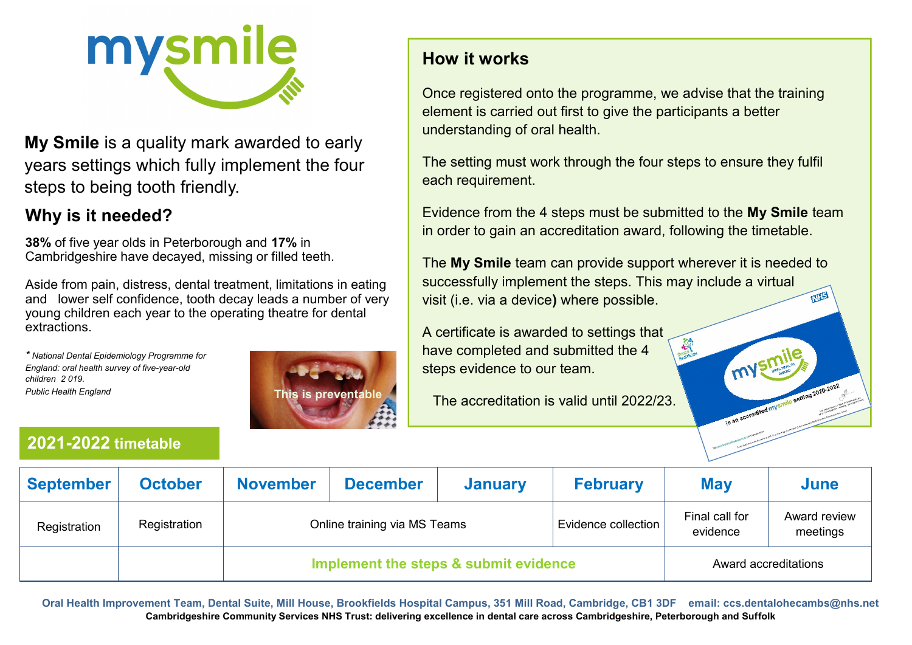**My Smile** is a quality mark awarded to early years settings which fully implement the four steps to being tooth friendly.

## Why is it needed?

**38%** of five year olds in Peterborough and **17%** in Cambridgeshire have decayed, missing or filled teeth.

Aside from pain, distress, dental treatment, limitations in eating and lower self confidence, tooth decay leads a number of very young children each year to the operating theatre for dental extractions.

*\* National Dental Epidemiology Programme for England: oral health survey of five-year-old children 2 019.*
*Public Health England*

This is preventable

## How it works

Once registered onto the programme, we advise that the training element is carried out first to give the participants a better understanding of oral health.

The setting must work through the four steps to ensure they fulfil each requirement.

Evidence from the 4 steps must be submitted to the **My Smile** team in order to gain an accreditation award, following the timetable.

The **My Smile** team can provide support wherever it is needed to successfully implement the steps. This may include a virtual visit (i.e. via a device**)** where possible.

A certificate is awarded to settings that have completed and submitted the 4 steps evidence to our team.

The accreditation is valid until 2022/23.

## 2021-2022 timetable

| September | October | November | December | January | February | May | June |
|---|---|---|---|---|---|---|---|
| Registration | Registration | Online training via MS Teams | | | Evidence collection | Final call for evidence | Award review meetings |
| | | Implement the steps & submit evidence | | | | Award accreditations | |

**Oral Health Improvement Team, Dental Suite, Mill House, Brookfields Hospital Campus, 351 Mill Road, Cambridge, CB1 3DF email: ccs.dentalohecambs@nhs.net**
**Cambridgeshire Community Services NHS Trust: delivering excellence in dental care across Cambridgeshire, Peterborough and Suffolk**